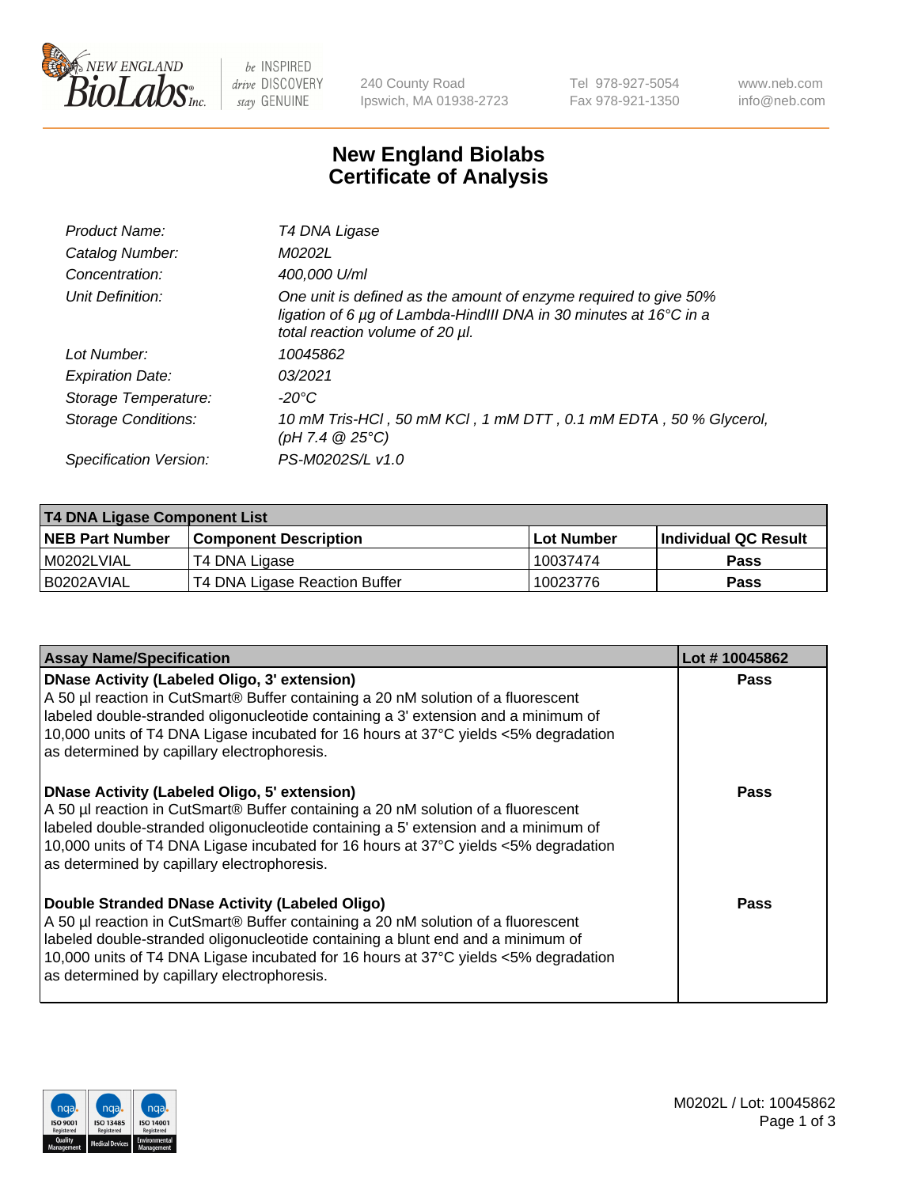# New England Biolabs Certificate of Analysis

| | |
|---|---|
| Product Name: | *T4 DNA Ligase* |
| Catalog Number: | *M0202L* |
| Concentration: | *400,000 U/ml* |
| Unit Definition: | *One unit is defined as the amount of enzyme required to give 50% ligation of 6 µg of Lambda-HindIII DNA in 30 minutes at 16°C in a total reaction volume of 20 µl.* |
| Lot Number: | *10045862* |
| Expiration Date: | *03/2021* |
| Storage Temperature: | *-20°C* |
| Storage Conditions: | *10 mM Tris-HCl , 50 mM KCl , 1 mM DTT , 0.1 mM EDTA , 50 % Glycerol, (pH 7.4 @ 25°C)* |
| Specification Version: | *PS-M0202S/L v1.0* |

| T4 DNA Ligase Component List | | | |
|---|---|---|---|
| **NEB Part Number** | **Component Description** | **Lot Number** | **Individual QC Result** |
| M0202LVIAL | T4 DNA Ligase | 10037474 | Pass |
| B0202AVIAL | T4 DNA Ligase Reaction Buffer | 10023776 | Pass |

| Assay Name/Specification | Lot # 10045862 |
|---|---|
| **DNase Activity (Labeled Oligo, 3' extension)** A 50 µl reaction in CutSmart® Buffer containing a 20 nM solution of a fluorescent labeled double-stranded oligonucleotide containing a 3' extension and a minimum of 10,000 units of T4 DNA Ligase incubated for 16 hours at 37°C yields <5% degradation as determined by capillary electrophoresis. | Pass |
| **DNase Activity (Labeled Oligo, 5' extension)** A 50 µl reaction in CutSmart® Buffer containing a 20 nM solution of a fluorescent labeled double-stranded oligonucleotide containing a 5' extension and a minimum of 10,000 units of T4 DNA Ligase incubated for 16 hours at 37°C yields <5% degradation as determined by capillary electrophoresis. | Pass |
| **Double Stranded DNase Activity (Labeled Oligo)** A 50 µl reaction in CutSmart® Buffer containing a 20 nM solution of a fluorescent labeled double-stranded oligonucleotide containing a blunt end and a minimum of 10,000 units of T4 DNA Ligase incubated for 16 hours at 37°C yields <5% degradation as determined by capillary electrophoresis. | Pass |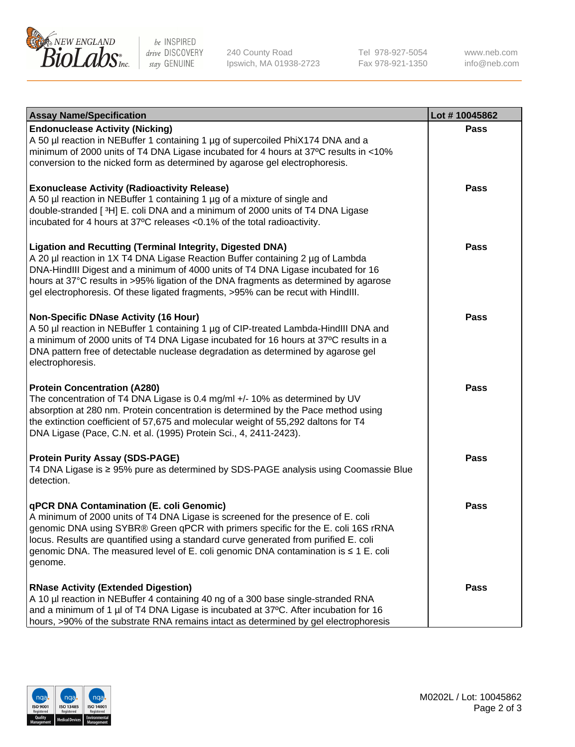| Assay Name/Specification | Lot # 10045862 |
|---|---|
| **Endonuclease Activity (Nicking)**<br>A 50 µl reaction in NEBuffer 1 containing 1 µg of supercoiled PhiX174 DNA and a minimum of 2000 units of T4 DNA Ligase incubated for 4 hours at 37ºC results in <10% conversion to the nicked form as determined by agarose gel electrophoresis. | Pass |
| **Exonuclease Activity (Radioactivity Release)**<br>A 50 µl reaction in NEBuffer 1 containing 1 µg of a mixture of single and double-stranded [ $^3$H] E. coli DNA and a minimum of 2000 units of T4 DNA Ligase incubated for 4 hours at 37ºC releases <0.1% of the total radioactivity. | Pass |
| **Ligation and Recutting (Terminal Integrity, Digested DNA)**<br>A 20 µl reaction in 1X T4 DNA Ligase Reaction Buffer containing 2 µg of Lambda DNA-HindIII Digest and a minimum of 4000 units of T4 DNA Ligase incubated for 16 hours at 37°C results in >95% ligation of the DNA fragments as determined by agarose gel electrophoresis. Of these ligated fragments, >95% can be recut with HindIII. | Pass |
| **Non-Specific DNase Activity (16 Hour)**<br>A 50 µl reaction in NEBuffer 1 containing 1 µg of CIP-treated Lambda-HindIII DNA and a minimum of 2000 units of T4 DNA Ligase incubated for 16 hours at 37ºC results in a DNA pattern free of detectable nuclease degradation as determined by agarose gel electrophoresis. | Pass |
| **Protein Concentration (A280)**<br>The concentration of T4 DNA Ligase is 0.4 mg/ml +/- 10% as determined by UV absorption at 280 nm. Protein concentration is determined by the Pace method using the extinction coefficient of 57,675 and molecular weight of 55,292 daltons for T4 DNA Ligase (Pace, C.N. et al. (1995) Protein Sci., 4, 2411-2423). | Pass |
| **Protein Purity Assay (SDS-PAGE)**<br>T4 DNA Ligase is ≥ 95% pure as determined by SDS-PAGE analysis using Coomassie Blue detection. | Pass |
| **qPCR DNA Contamination (E. coli Genomic)**<br>A minimum of 2000 units of T4 DNA Ligase is screened for the presence of E. coli genomic DNA using SYBR® Green qPCR with primers specific for the E. coli 16S rRNA locus. Results are quantified using a standard curve generated from purified E. coli genomic DNA. The measured level of E. coli genomic DNA contamination is ≤ 1 E. coli genome. | Pass |
| **RNase Activity (Extended Digestion)**<br>A 10 µl reaction in NEBuffer 4 containing 40 ng of a 300 base single-stranded RNA and a minimum of 1 µl of T4 DNA Ligase is incubated at 37ºC. After incubation for 16 hours, >90% of the substrate RNA remains intact as determined by gel electrophoresis | Pass |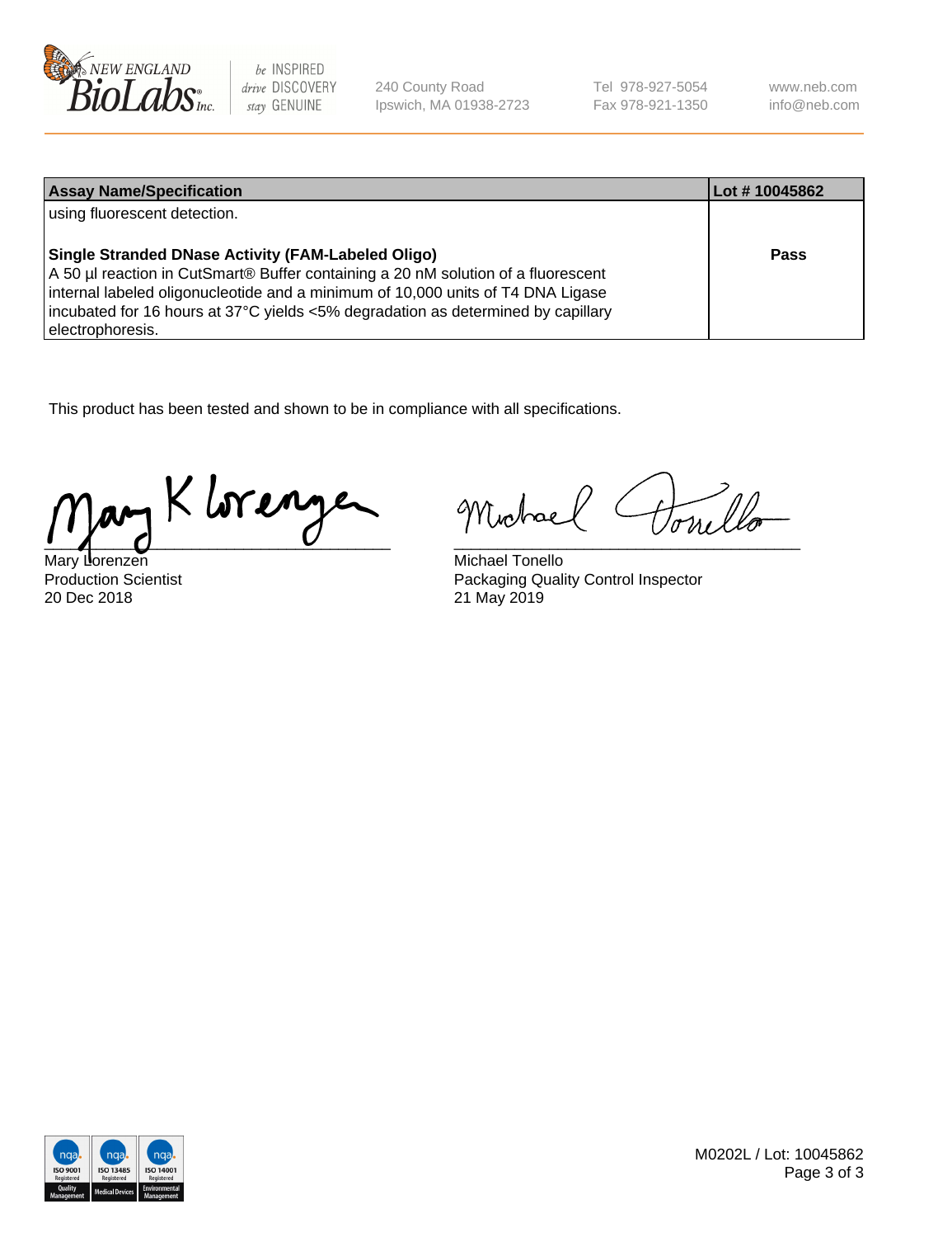| Assay Name/Specification | Lot # 10045862 |
|---|---|
| using fluorescent detection. | |
| **Single Stranded DNase Activity (FAM-Labeled Oligo)**<br>A 50 µl reaction in CutSmart® Buffer containing a 20 nM solution of a fluorescent internal labeled oligonucleotide and a minimum of 10,000 units of T4 DNA Ligase incubated for 16 hours at 37°C yields <5% degradation as determined by capillary electrophoresis. | **Pass** |

This product has been tested and shown to be in compliance with all specifications.

Mary Lorenzen
Production Scientist
20 Dec 2018

Michael Tonello
Packaging Quality Control Inspector
21 May 2019

M0202L / Lot: 10045862